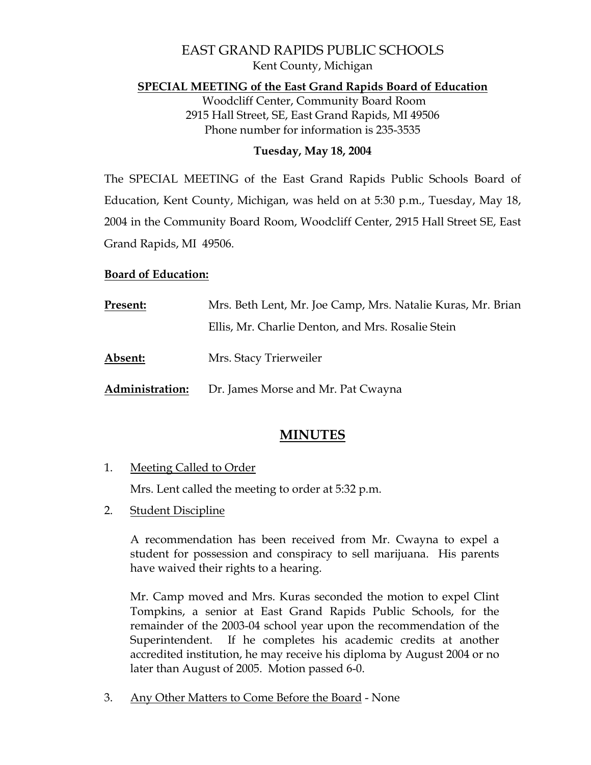# EAST GRAND RAPIDS PUBLIC SCHOOLS

Kent County, Michigan

**SPECIAL MEETING of the East Grand Rapids Board of Education**

Woodcliff Center, Community Board Room
2915 Hall Street, SE, East Grand Rapids, MI 49506
Phone number for information is 235-3535

**Tuesday, May 18, 2004**

The SPECIAL MEETING of the East Grand Rapids Public Schools Board of Education, Kent County, Michigan, was held on at 5:30 p.m., Tuesday, May 18, 2004 in the Community Board Room, Woodcliff Center, 2915 Hall Street SE, East Grand Rapids, MI 49506.

**Board of Education:**

**Present:** Mrs. Beth Lent, Mr. Joe Camp, Mrs. Natalie Kuras, Mr. Brian Ellis, Mr. Charlie Denton, and Mrs. Rosalie Stein

**Absent:** Mrs. Stacy Trierweiler

**Administration:** Dr. James Morse and Mr. Pat Cwayna

## MINUTES

1. Meeting Called to Order

   Mrs. Lent called the meeting to order at 5:32 p.m.

2. Student Discipline

   A recommendation has been received from Mr. Cwayna to expel a student for possession and conspiracy to sell marijuana. His parents have waived their rights to a hearing.

   Mr. Camp moved and Mrs. Kuras seconded the motion to expel Clint Tompkins, a senior at East Grand Rapids Public Schools, for the remainder of the 2003-04 school year upon the recommendation of the Superintendent. If he completes his academic credits at another accredited institution, he may receive his diploma by August 2004 or no later than August of 2005. Motion passed 6-0.

3. Any Other Matters to Come Before the Board - None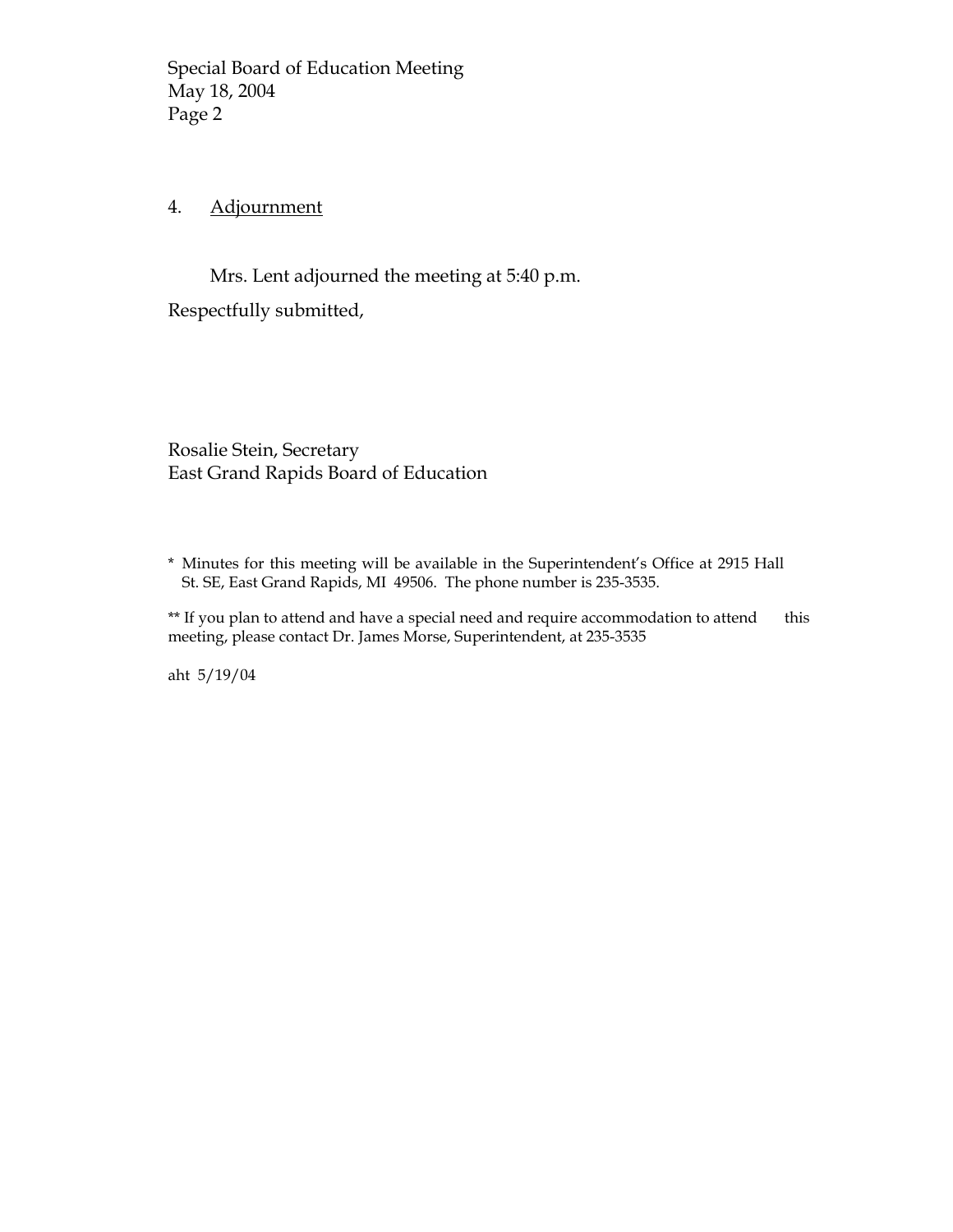4. Adjournment

Mrs. Lent adjourned the meeting at 5:40 p.m.

Respectfully submitted,

Rosalie Stein, Secretary
East Grand Rapids Board of Education

\* Minutes for this meeting will be available in the Superintendent's Office at 2915 Hall St. SE, East Grand Rapids, MI 49506. The phone number is 235-3535.

\*\* If you plan to attend and have a special need and require accommodation to attend this meeting, please contact Dr. James Morse, Superintendent, at 235-3535

aht 5/19/04